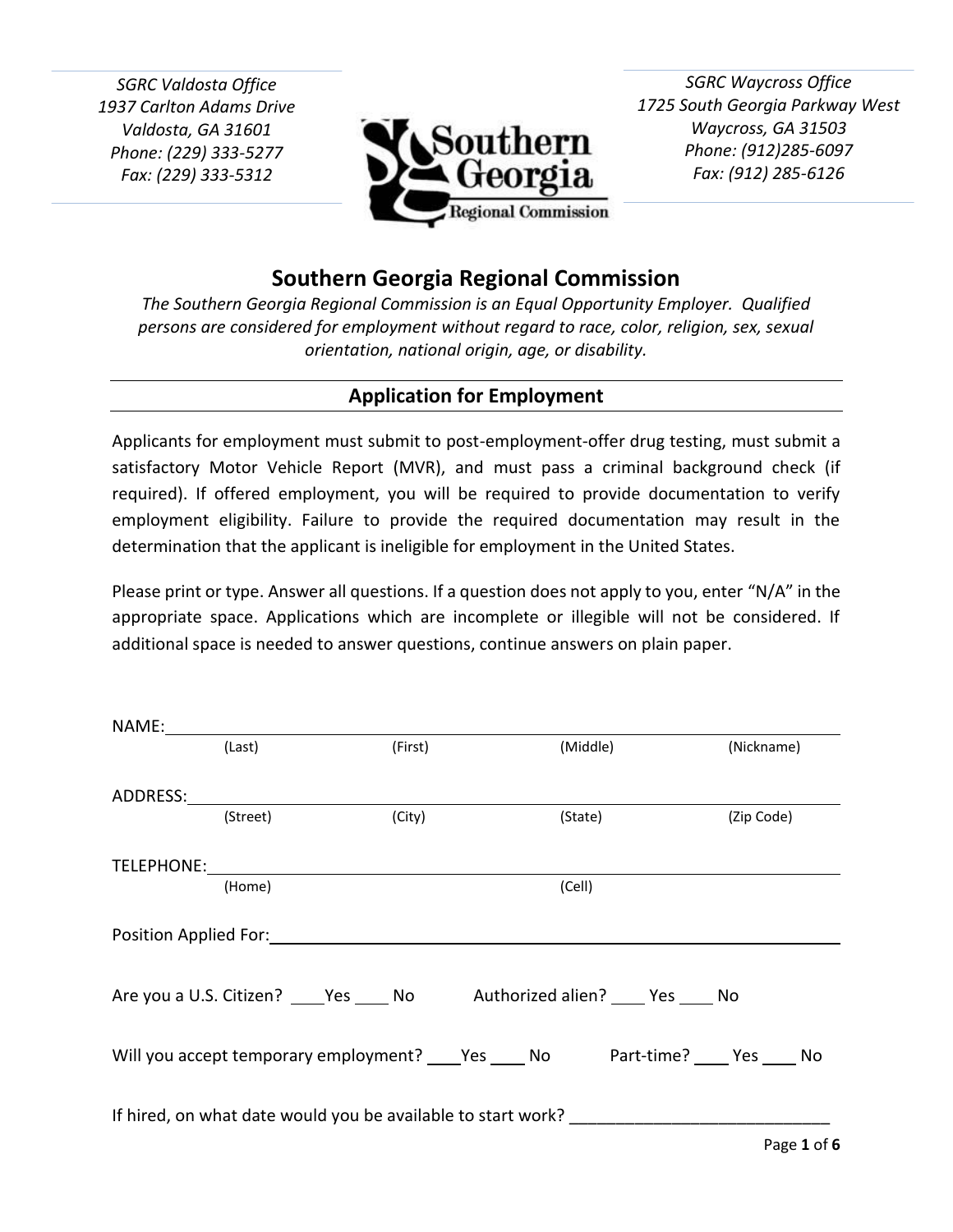*SGRC Valdosta Office*
*1937 Carlton Adams Drive*
*Valdosta, GA 31601*
*Phone: (229) 333-5277*
*Fax: (229) 333-5312*

*SGRC Waycross Office*
*1725 South Georgia Parkway West*
*Waycross, GA 31503*
*Phone: (912)285-6097*
*Fax: (912) 285-6126*

# Southern Georgia Regional Commission

*The Southern Georgia Regional Commission is an Equal Opportunity Employer. Qualified persons are considered for employment without regard to race, color, religion, sex, sexual orientation, national origin, age, or disability.*

## Application for Employment

Applicants for employment must submit to post-employment-offer drug testing, must submit a satisfactory Motor Vehicle Report (MVR), and must pass a criminal background check (if required). If offered employment, you will be required to provide documentation to verify employment eligibility. Failure to provide the required documentation may result in the determination that the applicant is ineligible for employment in the United States.

Please print or type. Answer all questions. If a question does not apply to you, enter "N/A" in the appropriate space. Applications which are incomplete or illegible will not be considered. If additional space is needed to answer questions, continue answers on plain paper.

NAME: ____________________________________________________________
(Last) (First) (Middle) (Nickname)

ADDRESS: __________________________________________________________
(Street) (City) (State) (Zip Code)

TELEPHONE: ________________________________________________________
(Home) (Cell)

Position Applied For: _______________________________________________

Are you a U.S. Citizen? ____Yes ____ No     Authorized alien? ____ Yes ____ No

Will you accept temporary employment? ____Yes ____ No     Part-time? ____ Yes ____ No

If hired, on what date would you be available to start work? ____________________________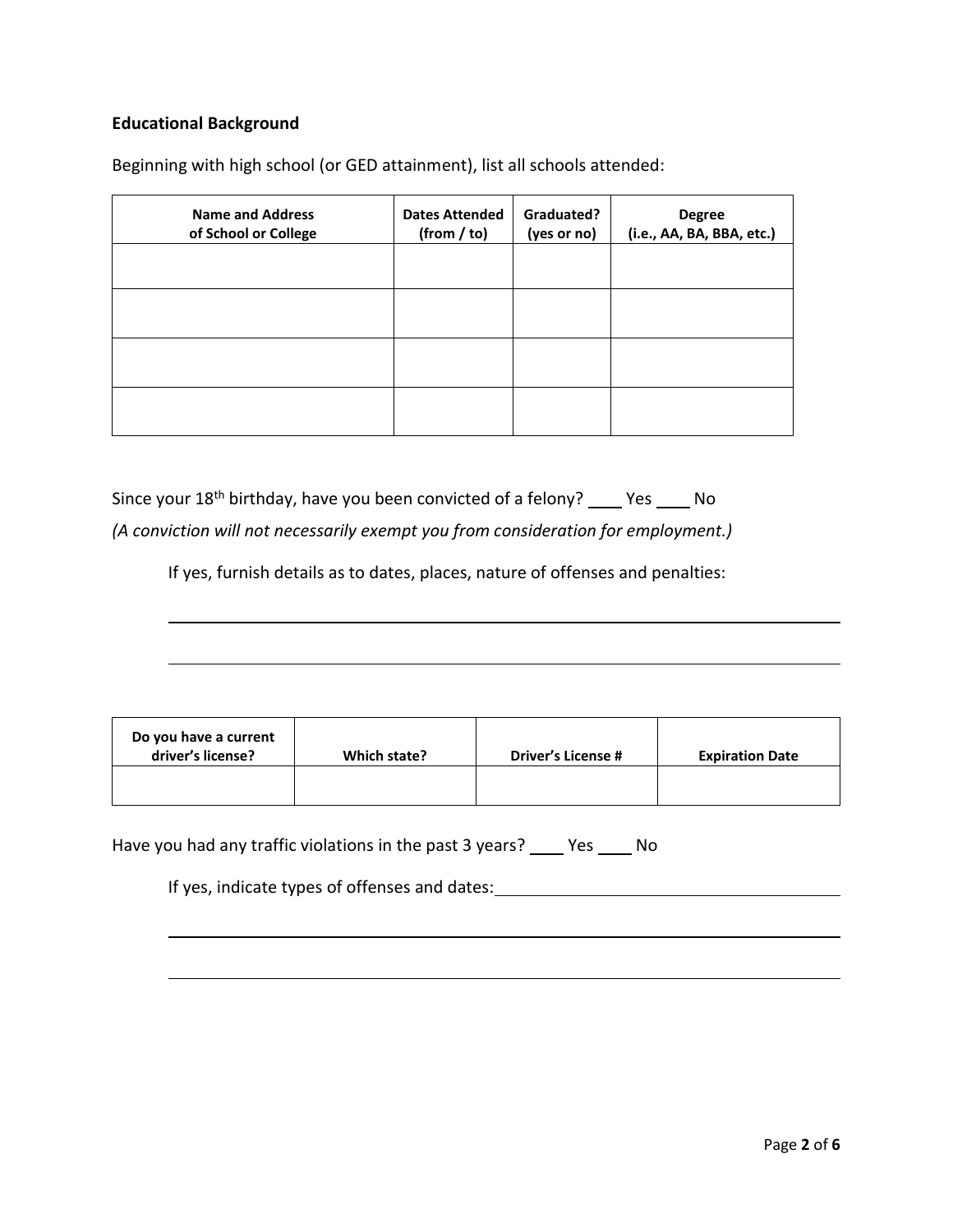**Educational Background**

Beginning with high school (or GED attainment), list all schools attended:

| Name and Address of School or College | Dates Attended (from / to) | Graduated? (yes or no) | Degree (i.e., AA, BA, BBA, etc.) |
|---|---|---|---|
| | | | |
| | | | |
| | | | |
| | | | |

Since your 18th birthday, have you been convicted of a felony? ____ Yes ____ No

*(A conviction will not necessarily exempt you from consideration for employment.)*

If yes, furnish details as to dates, places, nature of offenses and penalties:

______________________________________________________________________

______________________________________________________________________

| Do you have a current driver's license? | Which state? | Driver's License # | Expiration Date |
|---|---|---|---|
| | | | |

Have you had any traffic violations in the past 3 years? ____ Yes ____ No

If yes, indicate types of offenses and dates: ______________________________

______________________________________________________________________

______________________________________________________________________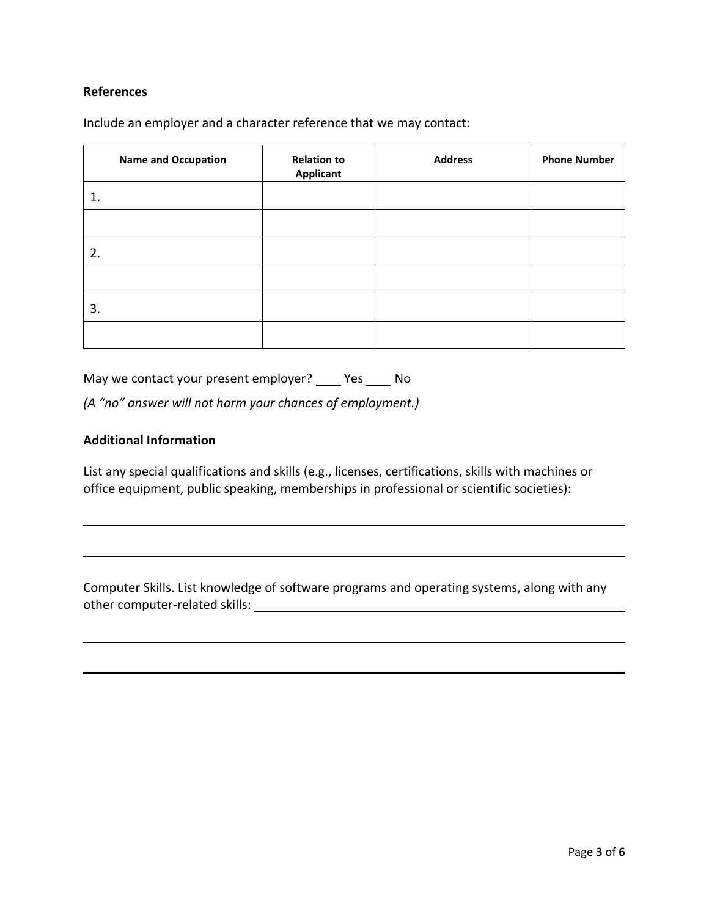**References**

Include an employer and a character reference that we may contact:

| Name and Occupation | Relation to Applicant | Address | Phone Number |
|---|---|---|---|
| 1. | | | |
| | | | |
| 2. | | | |
| | | | |
| 3. | | | |
| | | | |

May we contact your present employer? ____ Yes ____ No

*(A "no" answer will not harm your chances of employment.)*

**Additional Information**

List any special qualifications and skills (e.g., licenses, certifications, skills with machines or office equipment, public speaking, memberships in professional or scientific societies):

______________________________________________________________________________

______________________________________________________________________________

Computer Skills. List knowledge of software programs and operating systems, along with any other computer-related skills: ______________________________________________

______________________________________________________________________________

______________________________________________________________________________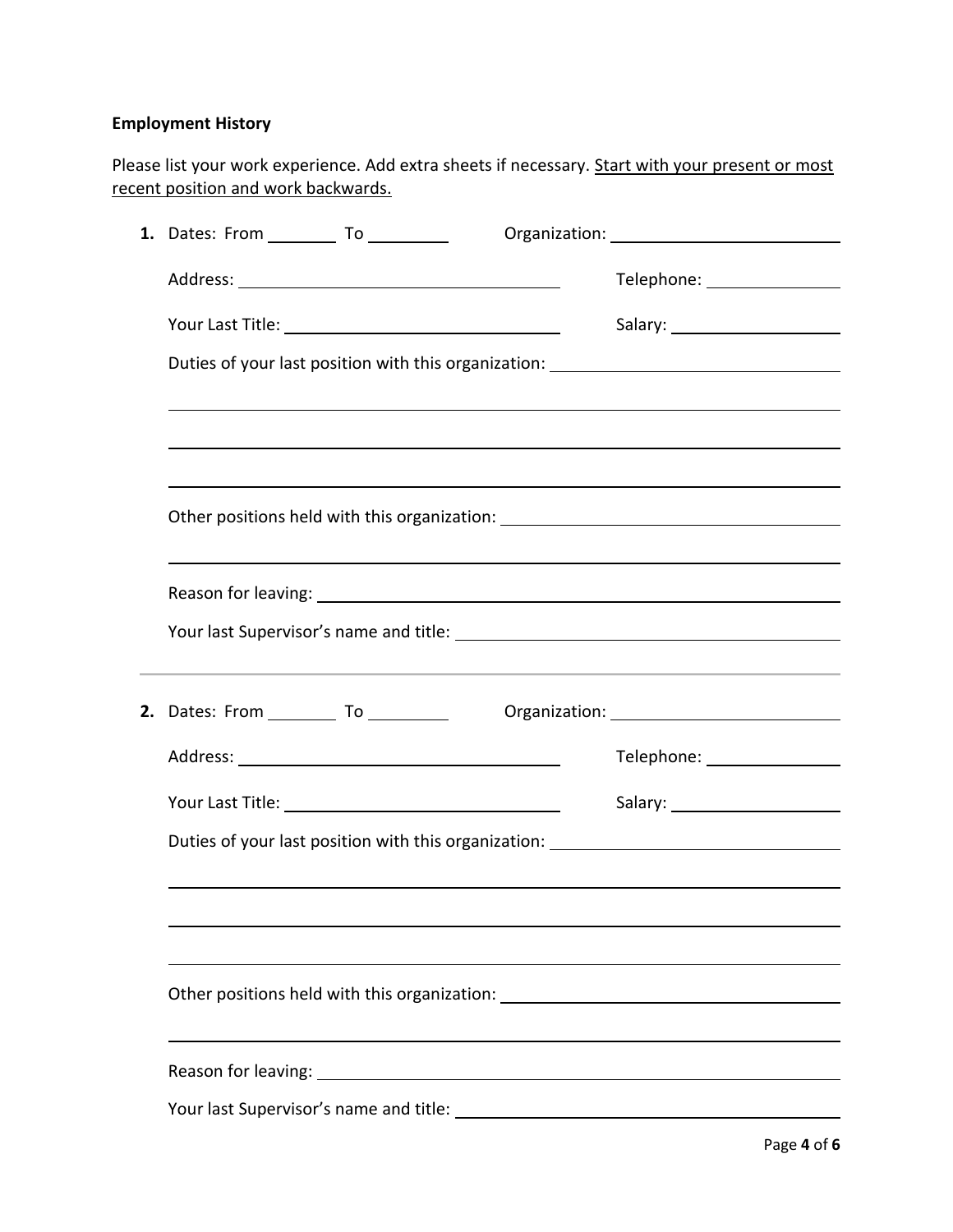**Employment History**

Please list your work experience. Add extra sheets if necessary. <u>Start with your present or most recent position and work backwards.</u>

1. Dates: From ________ To _________ Organization: ____________________________

   Address: ______________________________________ Telephone: _______________

   Your Last Title: ________________________________ Salary: ___________________

   Duties of your last position with this organization: _________________________________

   ________________________________________________________________________________

   ________________________________________________________________________________

   ________________________________________________________________________________

   Other positions held with this organization: ______________________________________

   ________________________________________________________________________________

   Reason for leaving: _______________________________________________________________

   Your last Supervisor's name and title: ____________________________________________

---

2. Dates: From ________ To _________ Organization: ____________________________

   Address: ______________________________________ Telephone: _______________

   Your Last Title: ________________________________ Salary: ___________________

   Duties of your last position with this organization: _________________________________

   ________________________________________________________________________________

   ________________________________________________________________________________

   ________________________________________________________________________________

   Other positions held with this organization: ______________________________________

   ________________________________________________________________________________

   Reason for leaving: _______________________________________________________________

   Your last Supervisor's name and title: ____________________________________________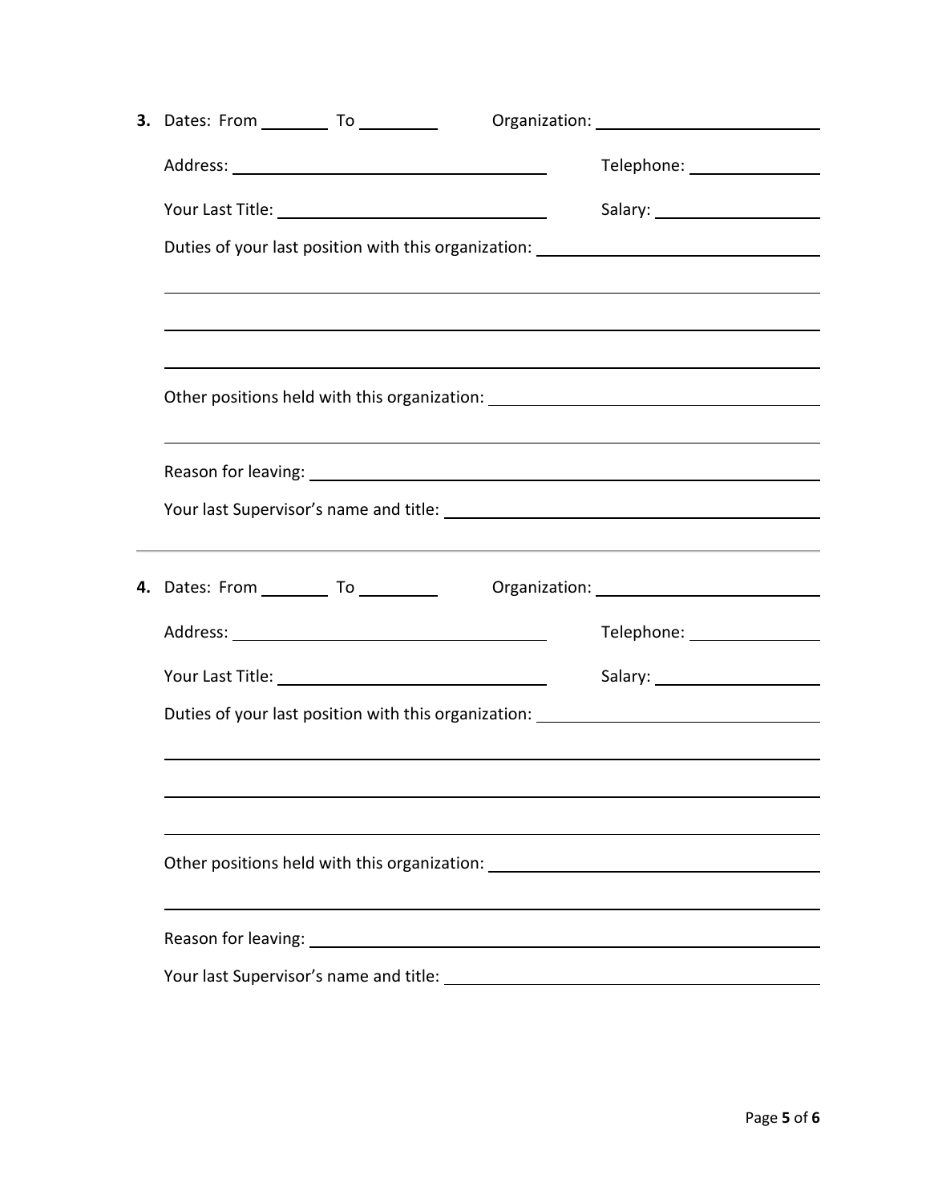**3.** Dates: From ________ To _________ Organization: _________________________

Address: ____________________________________ Telephone: _______________

Your Last Title: ______________________________ Salary: ___________________

Duties of your last position with this organization: ______________________________

_____________________________________________________________________________

_____________________________________________________________________________

_____________________________________________________________________________

Other positions held with this organization: _____________________________________

_____________________________________________________________________________

Reason for leaving: ___________________________________________________________

Your last Supervisor's name and title: ___________________________________________

---

**4.** Dates: From ________ To _________ Organization: _________________________

Address: ____________________________________ Telephone: _______________

Your Last Title: ______________________________ Salary: ___________________

Duties of your last position with this organization: ______________________________

_____________________________________________________________________________

_____________________________________________________________________________

_____________________________________________________________________________

Other positions held with this organization: _____________________________________

_____________________________________________________________________________

Reason for leaving: ___________________________________________________________

Your last Supervisor's name and title: ___________________________________________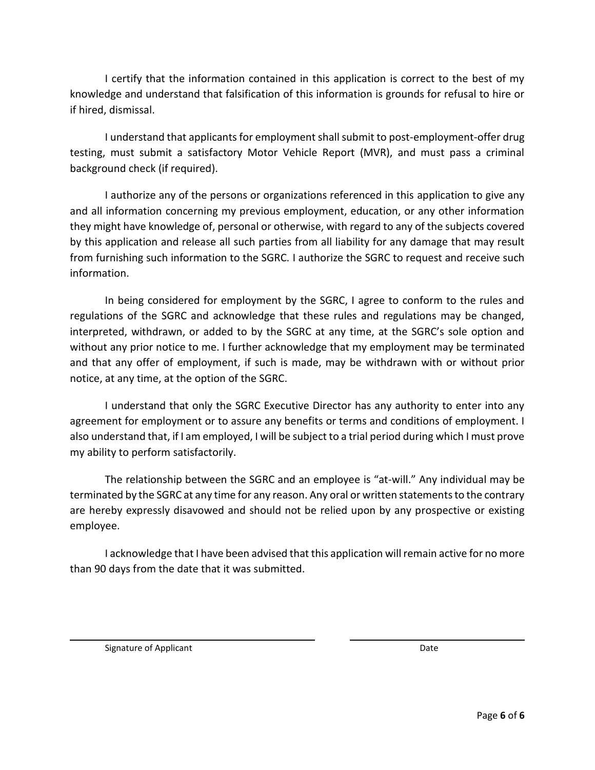I certify that the information contained in this application is correct to the best of my knowledge and understand that falsification of this information is grounds for refusal to hire or if hired, dismissal.

I understand that applicants for employment shall submit to post-employment-offer drug testing, must submit a satisfactory Motor Vehicle Report (MVR), and must pass a criminal background check (if required).

I authorize any of the persons or organizations referenced in this application to give any and all information concerning my previous employment, education, or any other information they might have knowledge of, personal or otherwise, with regard to any of the subjects covered by this application and release all such parties from all liability for any damage that may result from furnishing such information to the SGRC. I authorize the SGRC to request and receive such information.

In being considered for employment by the SGRC, I agree to conform to the rules and regulations of the SGRC and acknowledge that these rules and regulations may be changed, interpreted, withdrawn, or added to by the SGRC at any time, at the SGRC's sole option and without any prior notice to me. I further acknowledge that my employment may be terminated and that any offer of employment, if such is made, may be withdrawn with or without prior notice, at any time, at the option of the SGRC.

I understand that only the SGRC Executive Director has any authority to enter into any agreement for employment or to assure any benefits or terms and conditions of employment. I also understand that, if I am employed, I will be subject to a trial period during which I must prove my ability to perform satisfactorily.

The relationship between the SGRC and an employee is "at-will." Any individual may be terminated by the SGRC at any time for any reason. Any oral or written statements to the contrary are hereby expressly disavowed and should not be relied upon by any prospective or existing employee.

I acknowledge that I have been advised that this application will remain active for no more than 90 days from the date that it was submitted.

______________________________ ______________________

Signature of Applicant Date